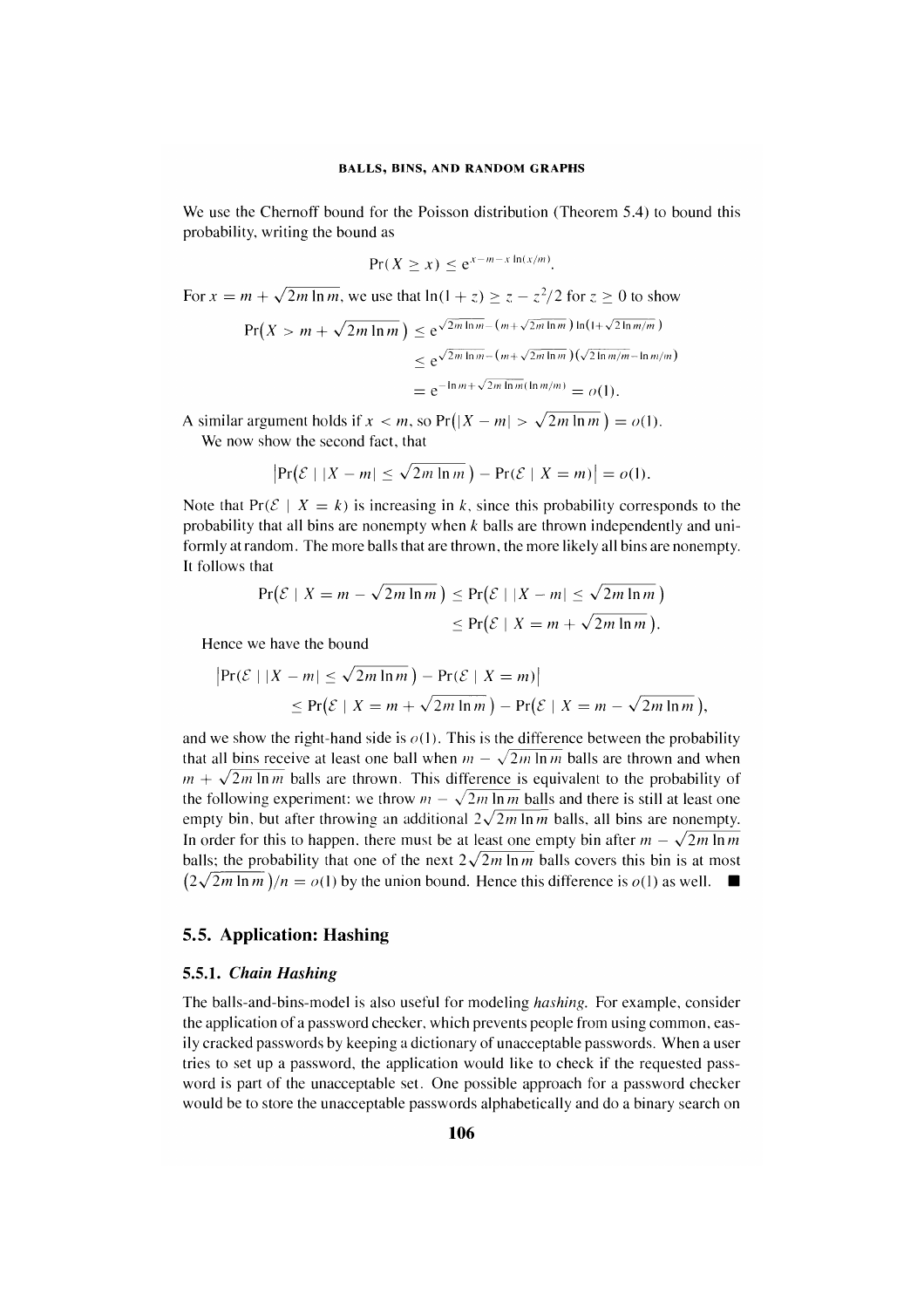We use the Chernoff bound for the Poisson distribution (Theorem 5.4) to bound this probability, writing the bound as

$$\Pr(X \geq x) \leq e^{x-m-x\ln(x/m)}.$$

For $x = m + \sqrt{2m\ln m}$, we use that $\ln(1+z) \geq z - z^2/2$ for $z \geq 0$ to show

$$\begin{aligned}
\Pr\big(X > m + \sqrt{2m\ln m}\,\big) &\leq e^{\sqrt{2m\ln m}-(m+\sqrt{2m\ln m})\ln(1+\sqrt{2\ln m/m})} \\
&\leq e^{\sqrt{2m\ln m}-(m+\sqrt{2m\ln m})(\sqrt{2\ln m/m}-\ln m/m)} \\
&= e^{-\ln m+\sqrt{2m\ln m}(\ln m/m)} = o(1).
\end{aligned}$$

A similar argument holds if $x < m$, so $\Pr\big(|X-m| > \sqrt{2m\ln m}\,\big) = o(1)$.

We now show the second fact, that

$$\big|\Pr\big(\mathcal{E} \mid |X-m| \leq \sqrt{2m\ln m}\,\big) - \Pr(\mathcal{E} \mid X = m)\big| = o(1).$$

Note that $\Pr(\mathcal{E} \mid X = k)$ is increasing in $k$, since this probability corresponds to the probability that all bins are nonempty when $k$ balls are thrown independently and uniformly at random. The more balls that are thrown, the more likely all bins are nonempty. It follows that

$$\begin{aligned}
\Pr\big(\mathcal{E} \mid X = m - \sqrt{2m\ln m}\,\big) &\leq \Pr\big(\mathcal{E} \mid |X-m| \leq \sqrt{2m\ln m}\,\big) \\
&\leq \Pr\big(\mathcal{E} \mid X = m + \sqrt{2m\ln m}\,\big).
\end{aligned}$$

Hence we have the bound

$$\begin{aligned}
&\big|\Pr\big(\mathcal{E} \mid |X-m| \leq \sqrt{2m\ln m}\,\big) - \Pr(\mathcal{E} \mid X = m)\big| \\
&\qquad \leq \Pr\big(\mathcal{E} \mid X = m + \sqrt{2m\ln m}\,\big) - \Pr\big(\mathcal{E} \mid X = m - \sqrt{2m\ln m}\,\big),
\end{aligned}$$

and we show the right-hand side is $o(1)$. This is the difference between the probability that all bins receive at least one ball when $m - \sqrt{2m\ln m}$ balls are thrown and when $m + \sqrt{2m\ln m}$ balls are thrown. This difference is equivalent to the probability of the following experiment: we throw $m - \sqrt{2m\ln m}$ balls and there is still at least one empty bin, but after throwing an additional $2\sqrt{2m\ln m}$ balls, all bins are nonempty. In order for this to happen, there must be at least one empty bin after $m - \sqrt{2m\ln m}$ balls; the probability that one of the next $2\sqrt{2m\ln m}$ balls covers this bin is at most $\big(2\sqrt{2m\ln m}\,\big)/n = o(1)$ by the union bound. Hence this difference is $o(1)$ as well. ■

## 5.5. Application: Hashing

### 5.5.1. *Chain Hashing*

The balls-and-bins-model is also useful for modeling *hashing*. For example, consider the application of a password checker, which prevents people from using common, easily cracked passwords by keeping a dictionary of unacceptable passwords. When a user tries to set up a password, the application would like to check if the requested password is part of the unacceptable set. One possible approach for a password checker would be to store the unacceptable passwords alphabetically and do a binary search on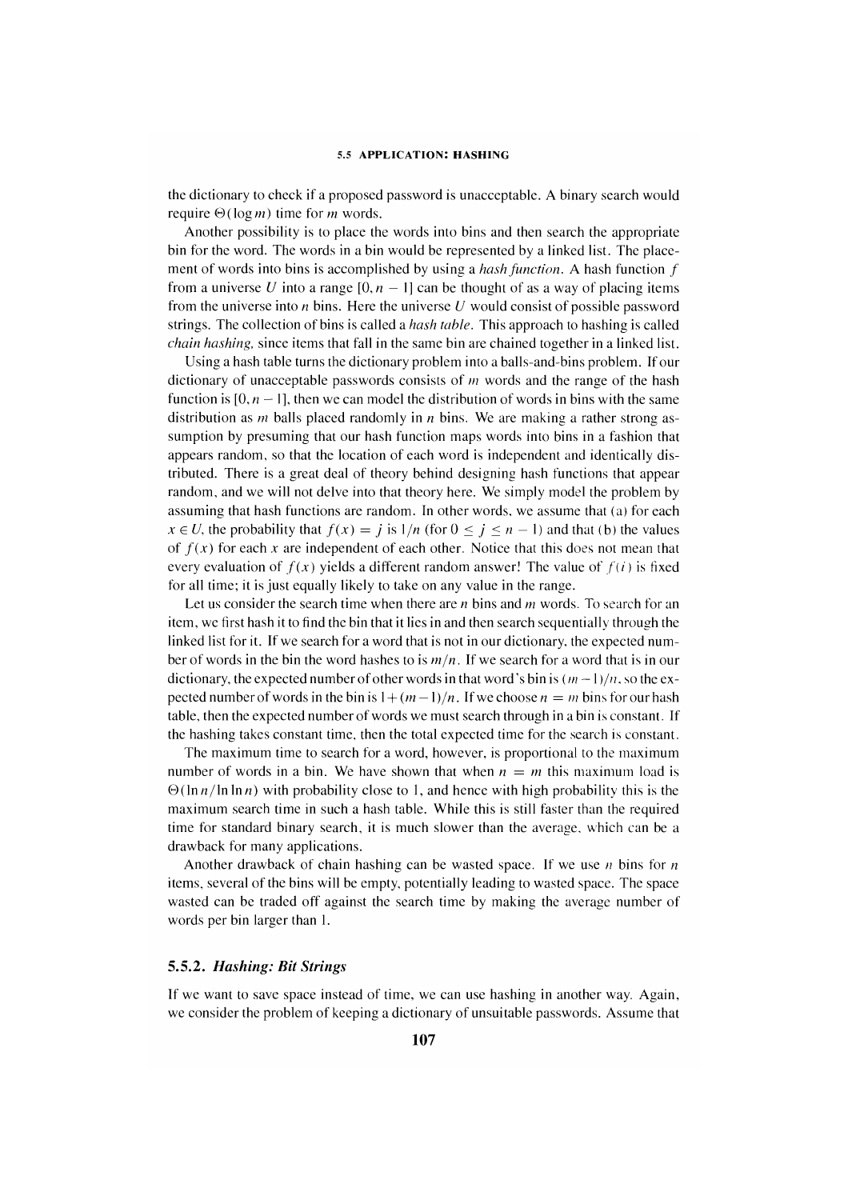the dictionary to check if a proposed password is unacceptable. A binary search would require $\Theta(\log m)$ time for $m$ words.

Another possibility is to place the words into bins and then search the appropriate bin for the word. The words in a bin would be represented by a linked list. The placement of words into bins is accomplished by using a *hash function*. A hash function $f$ from a universe $U$ into a range $[0, n-1]$ can be thought of as a way of placing items from the universe into $n$ bins. Here the universe $U$ would consist of possible password strings. The collection of bins is called a *hash table*. This approach to hashing is called *chain hashing*, since items that fall in the same bin are chained together in a linked list.

Using a hash table turns the dictionary problem into a balls-and-bins problem. If our dictionary of unacceptable passwords consists of $m$ words and the range of the hash function is $[0, n-1]$, then we can model the distribution of words in bins with the same distribution as $m$ balls placed randomly in $n$ bins. We are making a rather strong assumption by presuming that our hash function maps words into bins in a fashion that appears random, so that the location of each word is independent and identically distributed. There is a great deal of theory behind designing hash functions that appear random, and we will not delve into that theory here. We simply model the problem by assuming that hash functions are random. In other words, we assume that (a) for each $x \in U$, the probability that $f(x) = j$ is $1/n$ (for $0 \le j \le n-1$) and that (b) the values of $f(x)$ for each $x$ are independent of each other. Notice that this does not mean that every evaluation of $f(x)$ yields a different random answer! The value of $f(i)$ is fixed for all time; it is just equally likely to take on any value in the range.

Let us consider the search time when there are $n$ bins and $m$ words. To search for an item, we first hash it to find the bin that it lies in and then search sequentially through the linked list for it. If we search for a word that is not in our dictionary, the expected number of words in the bin the word hashes to is $m/n$. If we search for a word that is in our dictionary, the expected number of other words in that word's bin is $(m-1)/n$, so the expected number of words in the bin is $1 + (m-1)/n$. If we choose $n = m$ bins for our hash table, then the expected number of words we must search through in a bin is constant. If the hashing takes constant time, then the total expected time for the search is constant.

The maximum time to search for a word, however, is proportional to the maximum number of words in a bin. We have shown that when $n = m$ this maximum load is $\Theta(\ln n / \ln \ln n)$ with probability close to 1, and hence with high probability this is the maximum search time in such a hash table. While this is still faster than the required time for standard binary search, it is much slower than the average, which can be a drawback for many applications.

Another drawback of chain hashing can be wasted space. If we use $n$ bins for $n$ items, several of the bins will be empty, potentially leading to wasted space. The space wasted can be traded off against the search time by making the average number of words per bin larger than 1.

### 5.5.2. *Hashing: Bit Strings*

If we want to save space instead of time, we can use hashing in another way. Again, we consider the problem of keeping a dictionary of unsuitable passwords. Assume that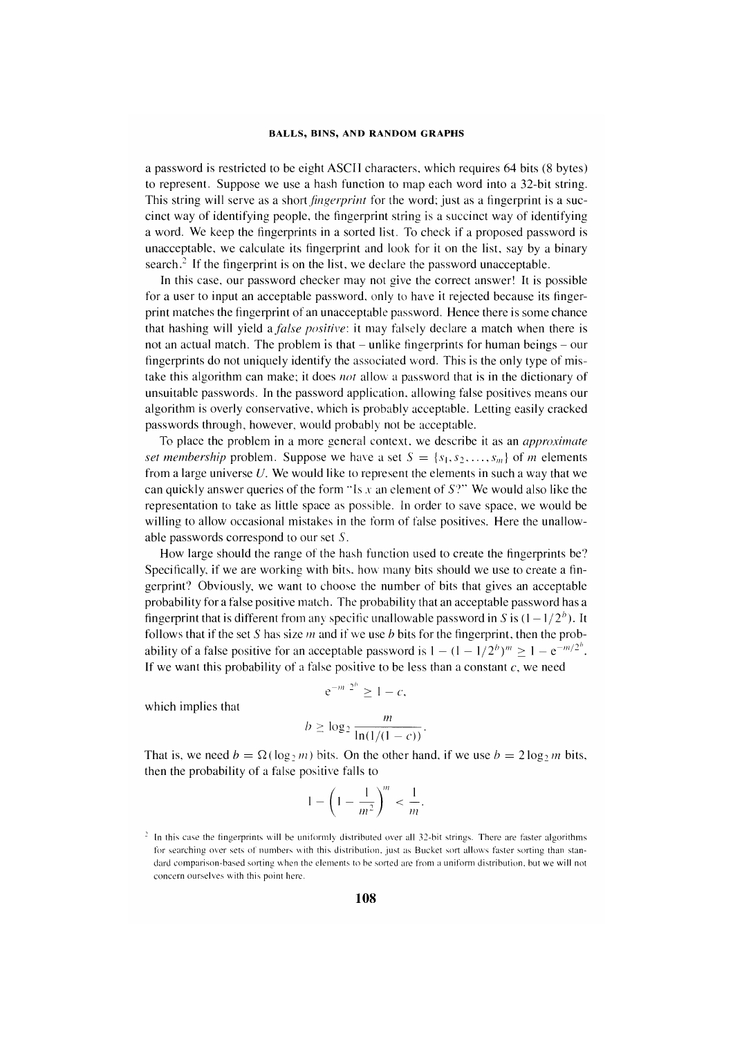a password is restricted to be eight ASCII characters, which requires 64 bits (8 bytes) to represent. Suppose we use a hash function to map each word into a 32-bit string. This string will serve as a short *fingerprint* for the word; just as a fingerprint is a succinct way of identifying people, the fingerprint string is a succinct way of identifying a word. We keep the fingerprints in a sorted list. To check if a proposed password is unacceptable, we calculate its fingerprint and look for it on the list, say by a binary search.[2] If the fingerprint is on the list, we declare the password unacceptable.

In this case, our password checker may not give the correct answer! It is possible for a user to input an acceptable password, only to have it rejected because its fingerprint matches the fingerprint of an unacceptable password. Hence there is some chance that hashing will yield a *false positive*: it may falsely declare a match when there is not an actual match. The problem is that – unlike fingerprints for human beings – our fingerprints do not uniquely identify the associated word. This is the only type of mistake this algorithm can make; it does *not* allow a password that is in the dictionary of unsuitable passwords. In the password application, allowing false positives means our algorithm is overly conservative, which is probably acceptable. Letting easily cracked passwords through, however, would probably not be acceptable.

To place the problem in a more general context, we describe it as an *approximate set membership* problem. Suppose we have a set $S = \{s_1, s_2, \ldots, s_m\}$ of $m$ elements from a large universe $U$. We would like to represent the elements in such a way that we can quickly answer queries of the form "Is $x$ an element of $S$?" We would also like the representation to take as little space as possible. In order to save space, we would be willing to allow occasional mistakes in the form of false positives. Here the unallowable passwords correspond to our set $S$.

How large should the range of the hash function used to create the fingerprints be? Specifically, if we are working with bits, how many bits should we use to create a fingerprint? Obviously, we want to choose the number of bits that gives an acceptable probability for a false positive match. The probability that an acceptable password has a fingerprint that is different from any specific unallowable password in $S$ is $(1 - 1/2^b)$. It follows that if the set $S$ has size $m$ and if we use $b$ bits for the fingerprint, then the probability of a false positive for an acceptable password is $1 - (1 - 1/2^b)^m \geq 1 - e^{-m/2^b}$. If we want this probability of a false positive to be less than a constant $c$, we need

$$e^{-m/2^b} \geq 1 - c,$$

which implies that

$$b \geq \log_2 \frac{m}{\ln(1/(1-c))}.$$

That is, we need $b = \Omega(\log_2 m)$ bits. On the other hand, if we use $b = 2\log_2 m$ bits, then the probability of a false positive falls to

$$1 - \left(1 - \frac{1}{m^2}\right)^m < \frac{1}{m}.$$

[2] In this case the fingerprints will be uniformly distributed over all 32-bit strings. There are faster algorithms for searching over sets of numbers with this distribution, just as Bucket sort allows faster sorting than standard comparison-based sorting when the elements to be sorted are from a uniform distribution, but we will not concern ourselves with this point here.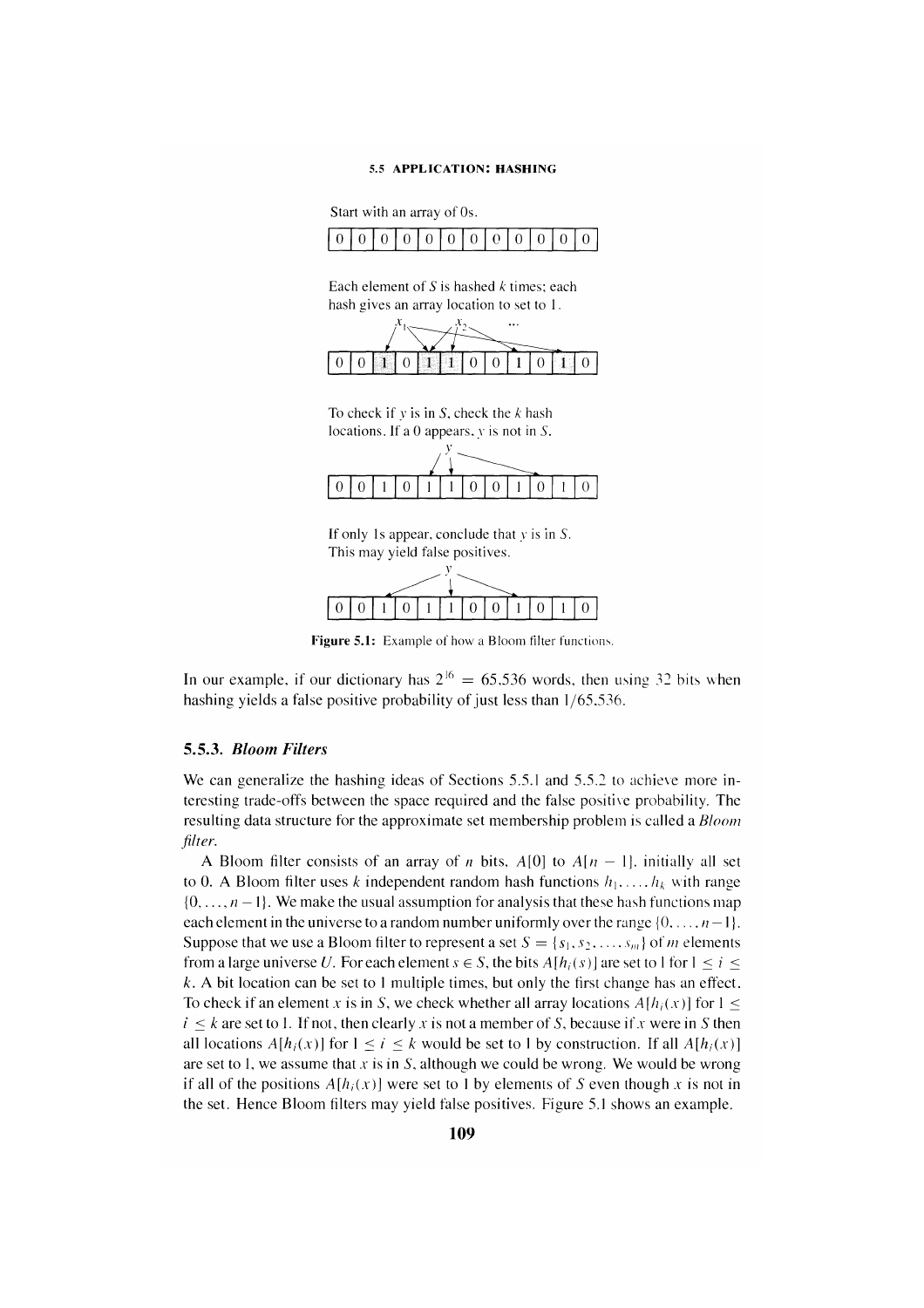Start with an array of 0s.

| 0 | 0 | 0 | 0 | 0 | 0 | 0 | 0 | 0 | 0 | 0 | 0 |
|---|---|---|---|---|---|---|---|---|---|---|---|

Each element of $S$ is hashed $k$ times; each hash gives an array location to set to 1.

| 0 | 0 | 1 | 0 | 1 | 1 | 0 | 0 | 1 | 0 | 1 | 0 |
|---|---|---|---|---|---|---|---|---|---|---|---|

To check if $y$ is in $S$, check the $k$ hash locations. If a 0 appears, $y$ is not in $S$.

| 0 | 0 | 1 | 0 | 1 | 1 | 0 | 0 | 1 | 0 | 1 | 0 |
|---|---|---|---|---|---|---|---|---|---|---|---|

If only 1s appear, conclude that $y$ is in $S$. This may yield false positives.

| 0 | 0 | 1 | 0 | 1 | 1 | 0 | 0 | 1 | 0 | 1 | 0 |
|---|---|---|---|---|---|---|---|---|---|---|---|

**Figure 5.1:** Example of how a Bloom filter functions.

In our example, if our dictionary has $2^{16} = 65{,}536$ words, then using 32 bits when hashing yields a false positive probability of just less than $1/65{,}536$.

### 5.5.3. *Bloom Filters*

We can generalize the hashing ideas of Sections 5.5.1 and 5.5.2 to achieve more interesting trade-offs between the space required and the false positive probability. The resulting data structure for the approximate set membership problem is called a *Bloom filter*.

A Bloom filter consists of an array of $n$ bits, $A[0]$ to $A[n-1]$, initially all set to 0. A Bloom filter uses $k$ independent random hash functions $h_1, \dots, h_k$ with range $\{0, \dots, n-1\}$. We make the usual assumption for analysis that these hash functions map each element in the universe to a random number uniformly over the range $\{0, \dots, n-1\}$. Suppose that we use a Bloom filter to represent a set $S = \{s_1, s_2, \dots, s_m\}$ of $m$ elements from a large universe $U$. For each element $s \in S$, the bits $A[h_i(s)]$ are set to 1 for $1 \le i \le k$. A bit location can be set to 1 multiple times, but only the first change has an effect. To check if an element $x$ is in $S$, we check whether all array locations $A[h_i(x)]$ for $1 \le i \le k$ are set to 1. If not, then clearly $x$ is not a member of $S$, because if $x$ were in $S$ then all locations $A[h_i(x)]$ for $1 \le i \le k$ would be set to 1 by construction. If all $A[h_i(x)]$ are set to 1, we assume that $x$ is in $S$, although we could be wrong. We would be wrong if all of the positions $A[h_i(x)]$ were set to 1 by elements of $S$ even though $x$ is not in the set. Hence Bloom filters may yield false positives. Figure 5.1 shows an example.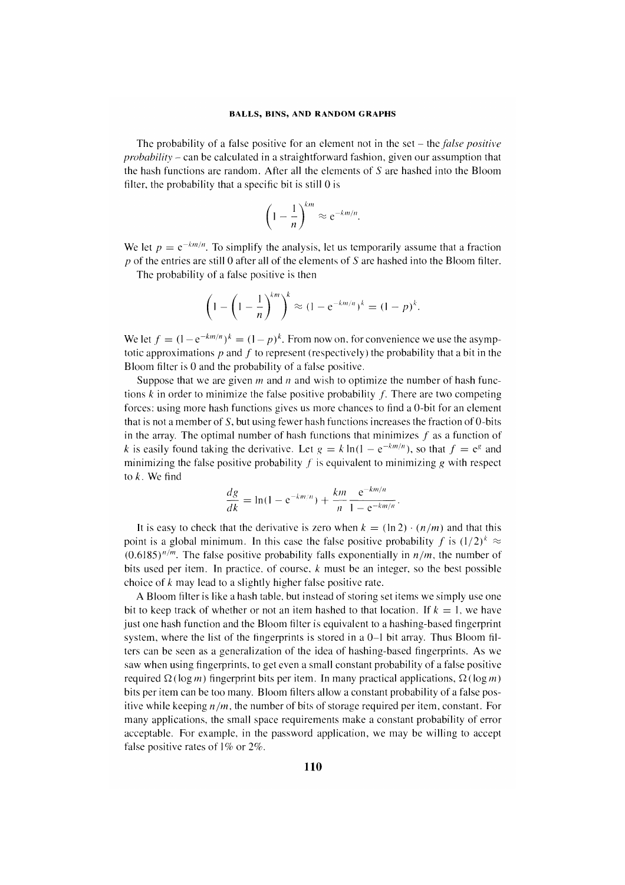The probability of a false positive for an element not in the set – the *false positive probability* – can be calculated in a straightforward fashion, given our assumption that the hash functions are random. After all the elements of $S$ are hashed into the Bloom filter, the probability that a specific bit is still 0 is

$$\left(1 - \frac{1}{n}\right)^{km} \approx e^{-km/n}.$$

We let $p = e^{-km/n}$. To simplify the analysis, let us temporarily assume that a fraction $p$ of the entries are still 0 after all of the elements of $S$ are hashed into the Bloom filter.

The probability of a false positive is then

$$\left(1 - \left(1 - \frac{1}{n}\right)^{km}\right)^k \approx (1 - e^{-km/n})^k = (1 - p)^k.$$

We let $f = (1 - e^{-km/n})^k = (1 - p)^k$. From now on, for convenience we use the asymptotic approximations $p$ and $f$ to represent (respectively) the probability that a bit in the Bloom filter is 0 and the probability of a false positive.

Suppose that we are given $m$ and $n$ and wish to optimize the number of hash functions $k$ in order to minimize the false positive probability $f$. There are two competing forces: using more hash functions gives us more chances to find a 0-bit for an element that is not a member of $S$, but using fewer hash functions increases the fraction of 0-bits in the array. The optimal number of hash functions that minimizes $f$ as a function of $k$ is easily found taking the derivative. Let $g = k \ln(1 - e^{-km/n})$, so that $f = e^g$ and minimizing the false positive probability $f$ is equivalent to minimizing $g$ with respect to $k$. We find

$$\frac{dg}{dk} = \ln(1 - e^{-km/n}) + \frac{km}{n} \frac{e^{-km/n}}{1 - e^{-km/n}}.$$

It is easy to check that the derivative is zero when $k = (\ln 2) \cdot (n/m)$ and that this point is a global minimum. In this case the false positive probability $f$ is $(1/2)^k \approx (0.6185)^{n/m}$. The false positive probability falls exponentially in $n/m$, the number of bits used per item. In practice, of course, $k$ must be an integer, so the best possible choice of $k$ may lead to a slightly higher false positive rate.

A Bloom filter is like a hash table, but instead of storing set items we simply use one bit to keep track of whether or not an item hashed to that location. If $k = 1$, we have just one hash function and the Bloom filter is equivalent to a hashing-based fingerprint system, where the list of the fingerprints is stored in a 0–1 bit array. Thus Bloom filters can be seen as a generalization of the idea of hashing-based fingerprints. As we saw when using fingerprints, to get even a small constant probability of a false positive required $\Omega(\log m)$ fingerprint bits per item. In many practical applications, $\Omega(\log m)$ bits per item can be too many. Bloom filters allow a constant probability of a false positive while keeping $n/m$, the number of bits of storage required per item, constant. For many applications, the small space requirements make a constant probability of error acceptable. For example, in the password application, we may be willing to accept false positive rates of 1% or 2%.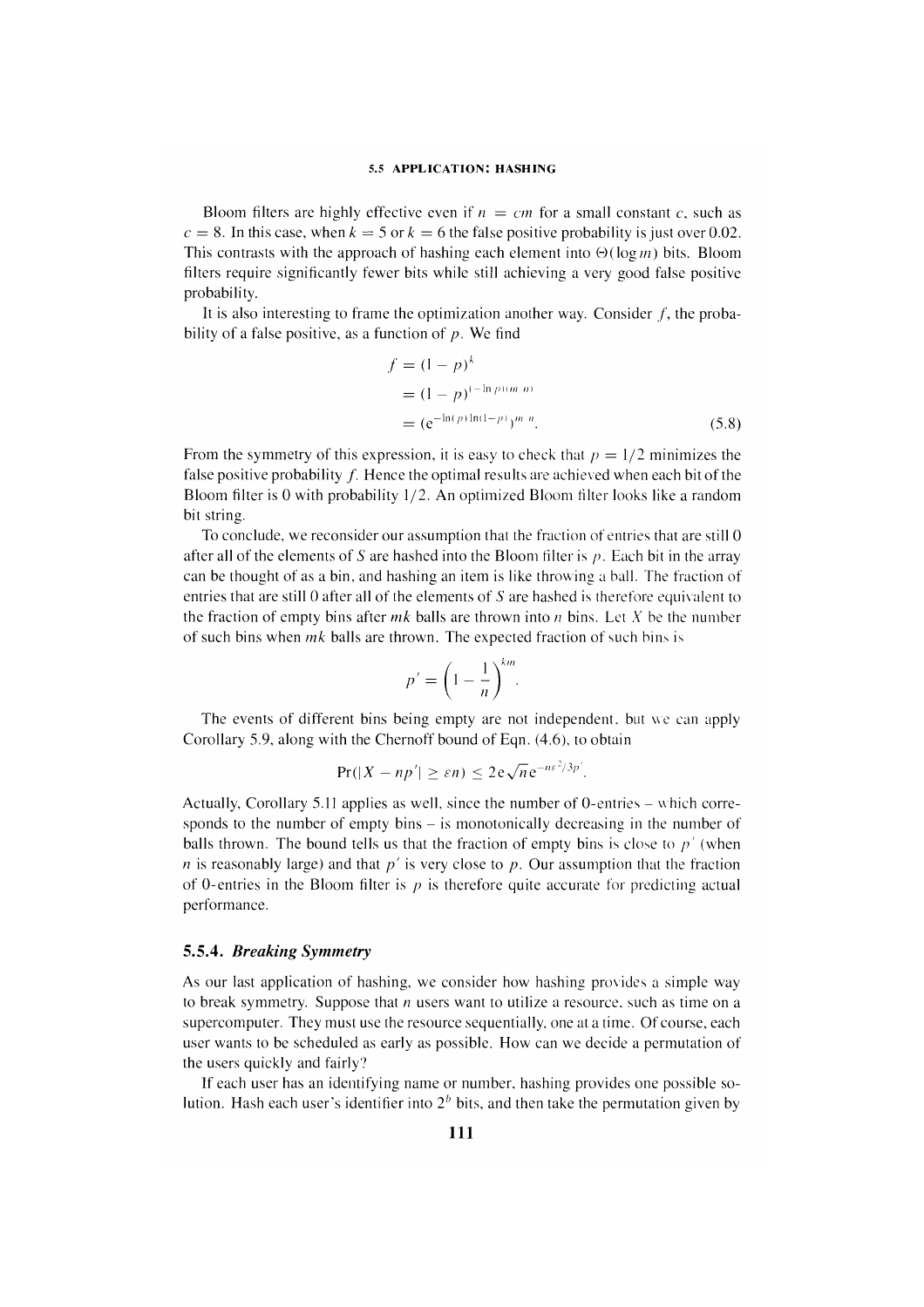Bloom filters are highly effective even if $n = cm$ for a small constant $c$, such as $c = 8$. In this case, when $k = 5$ or $k = 6$ the false positive probability is just over 0.02. This contrasts with the approach of hashing each element into $\Theta(\log m)$ bits. Bloom filters require significantly fewer bits while still achieving a very good false positive probability.

It is also interesting to frame the optimization another way. Consider $f$, the probability of a false positive, as a function of $p$. We find

$$
\begin{aligned}
f &= (1-p)^k \\
&= (1-p)^{(-\ln p)(m/n)} \\
&= (\mathrm{e}^{-\ln(p)\ln(1-p)})^{m/n}.
\end{aligned}
\tag{5.8}
$$

From the symmetry of this expression, it is easy to check that $p = 1/2$ minimizes the false positive probability $f$. Hence the optimal results are achieved when each bit of the Bloom filter is 0 with probability $1/2$. An optimized Bloom filter looks like a random bit string.

To conclude, we reconsider our assumption that the fraction of entries that are still 0 after all of the elements of $S$ are hashed into the Bloom filter is $p$. Each bit in the array can be thought of as a bin, and hashing an item is like throwing a ball. The fraction of entries that are still 0 after all of the elements of $S$ are hashed is therefore equivalent to the fraction of empty bins after $mk$ balls are thrown into $n$ bins. Let $X$ be the number of such bins when $mk$ balls are thrown. The expected fraction of such bins is

$$
p' = \left(1 - \frac{1}{n}\right)^{km}.
$$

The events of different bins being empty are not independent, but we can apply Corollary 5.9, along with the Chernoff bound of Eqn. (4.6), to obtain

$$
\Pr(|X - np'| \geq \varepsilon n) \leq 2\mathrm{e}\sqrt{n}\mathrm{e}^{-n\varepsilon^2/3p'}.
$$

Actually, Corollary 5.11 applies as well, since the number of 0-entries – which corresponds to the number of empty bins – is monotonically decreasing in the number of balls thrown. The bound tells us that the fraction of empty bins is close to $p'$ (when $n$ is reasonably large) and that $p'$ is very close to $p$. Our assumption that the fraction of 0-entries in the Bloom filter is $p$ is therefore quite accurate for predicting actual performance.

### 5.5.4. *Breaking Symmetry*

As our last application of hashing, we consider how hashing provides a simple way to break symmetry. Suppose that $n$ users want to utilize a resource, such as time on a supercomputer. They must use the resource sequentially, one at a time. Of course, each user wants to be scheduled as early as possible. How can we decide a permutation of the users quickly and fairly?

If each user has an identifying name or number, hashing provides one possible solution. Hash each user's identifier into $2^b$ bits, and then take the permutation given by